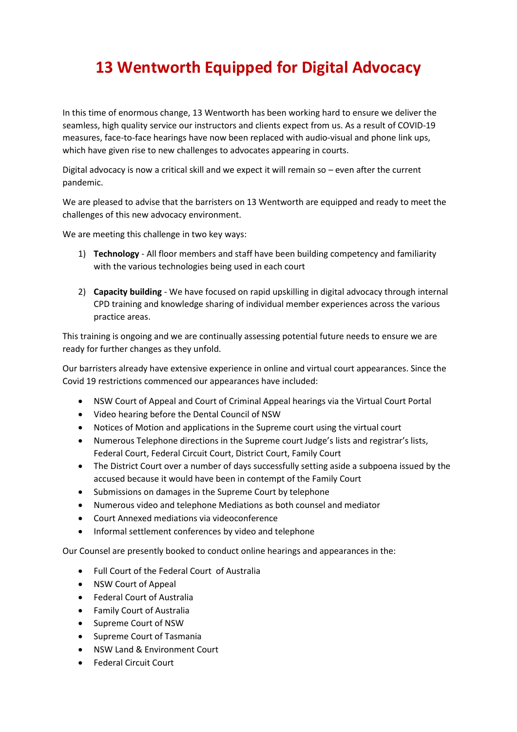# 13 Wentworth Equipped for Digital Advocacy

In this time of enormous change, 13 Wentworth has been working hard to ensure we deliver the seamless, high quality service our instructors and clients expect from us. As a result of COVID-19 measures, face-to-face hearings have now been replaced with audio-visual and phone link ups, which have given rise to new challenges to advocates appearing in courts.

Digital advocacy is now a critical skill and we expect it will remain so – even after the current pandemic.

We are pleased to advise that the barristers on 13 Wentworth are equipped and ready to meet the challenges of this new advocacy environment.

We are meeting this challenge in two key ways:

1) **Technology** - All floor members and staff have been building competency and familiarity with the various technologies being used in each court

2) **Capacity building** - We have focused on rapid upskilling in digital advocacy through internal CPD training and knowledge sharing of individual member experiences across the various practice areas.

This training is ongoing and we are continually assessing potential future needs to ensure we are ready for further changes as they unfold.

Our barristers already have extensive experience in online and virtual court appearances. Since the Covid 19 restrictions commenced our appearances have included:

- NSW Court of Appeal and Court of Criminal Appeal hearings via the Virtual Court Portal
- Video hearing before the Dental Council of NSW
- Notices of Motion and applications in the Supreme court using the virtual court
- Numerous Telephone directions in the Supreme court Judge's lists and registrar's lists, Federal Court, Federal Circuit Court, District Court, Family Court
- The District Court over a number of days successfully setting aside a subpoena issued by the accused because it would have been in contempt of the Family Court
- Submissions on damages in the Supreme Court by telephone
- Numerous video and telephone Mediations as both counsel and mediator
- Court Annexed mediations via videoconference
- Informal settlement conferences by video and telephone

Our Counsel are presently booked to conduct online hearings and appearances in the:

- Full Court of the Federal Court of Australia
- NSW Court of Appeal
- Federal Court of Australia
- Family Court of Australia
- Supreme Court of NSW
- Supreme Court of Tasmania
- NSW Land & Environment Court
- Federal Circuit Court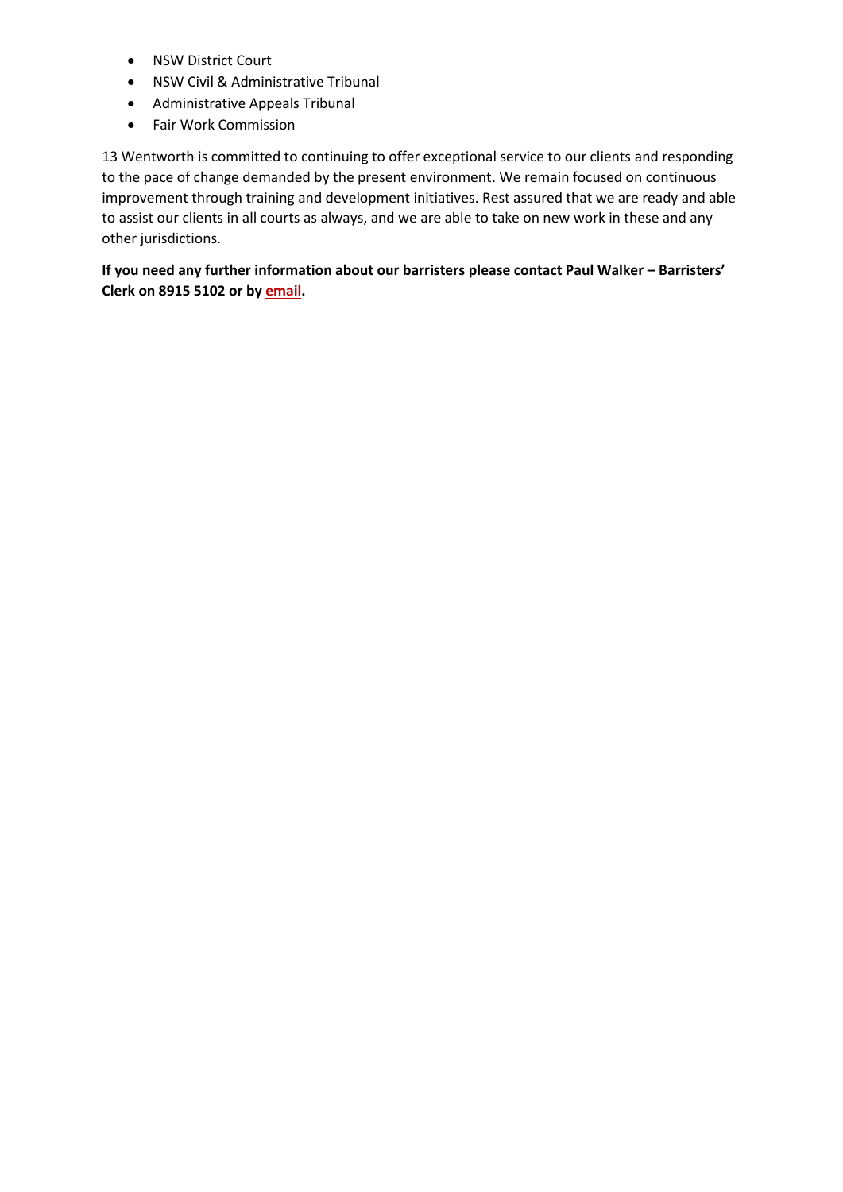- NSW District Court
- NSW Civil & Administrative Tribunal
- Administrative Appeals Tribunal
- Fair Work Commission

13 Wentworth is committed to continuing to offer exceptional service to our clients and responding to the pace of change demanded by the present environment. We remain focused on continuous improvement through training and development initiatives. Rest assured that we are ready and able to assist our clients in all courts as always, and we are able to take on new work in these and any other jurisdictions.

**If you need any further information about our barristers please contact Paul Walker – Barristers' Clerk on 8915 5102 or by email.**